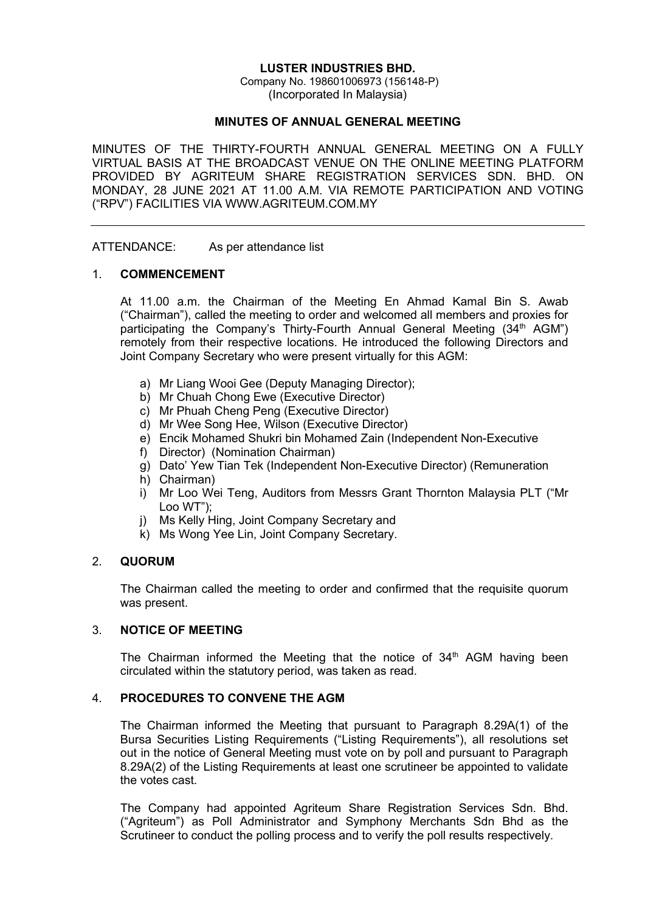**LUSTER INDUSTRIES BHD.**
Company No. 198601006973 (156148-P)
(Incorporated In Malaysia)

**MINUTES OF ANNUAL GENERAL MEETING**

MINUTES OF THE THIRTY-FOURTH ANNUAL GENERAL MEETING ON A FULLY VIRTUAL BASIS AT THE BROADCAST VENUE ON THE ONLINE MEETING PLATFORM PROVIDED BY AGRITEUM SHARE REGISTRATION SERVICES SDN. BHD. ON MONDAY, 28 JUNE 2021 AT 11.00 A.M. VIA REMOTE PARTICIPATION AND VOTING ("RPV") FACILITIES VIA WWW.AGRITEUM.COM.MY

---

ATTENDANCE: As per attendance list

1. **COMMENCEMENT**

   At 11.00 a.m. the Chairman of the Meeting En Ahmad Kamal Bin S. Awab ("Chairman"), called the meeting to order and welcomed all members and proxies for participating the Company's Thirty-Fourth Annual General Meeting (34th AGM") remotely from their respective locations. He introduced the following Directors and Joint Company Secretary who were present virtually for this AGM:

   a) Mr Liang Wooi Gee (Deputy Managing Director);
   b) Mr Chuah Chong Ewe (Executive Director)
   c) Mr Phuah Cheng Peng (Executive Director)
   d) Mr Wee Song Hee, Wilson (Executive Director)
   e) Encik Mohamed Shukri bin Mohamed Zain (Independent Non-Executive
   f) Director) (Nomination Chairman)
   g) Dato' Yew Tian Tek (Independent Non-Executive Director) (Remuneration
   h) Chairman)
   i) Mr Loo Wei Teng, Auditors from Messrs Grant Thornton Malaysia PLT ("Mr Loo WT");
   j) Ms Kelly Hing, Joint Company Secretary and
   k) Ms Wong Yee Lin, Joint Company Secretary.

2. **QUORUM**

   The Chairman called the meeting to order and confirmed that the requisite quorum was present.

3. **NOTICE OF MEETING**

   The Chairman informed the Meeting that the notice of 34th AGM having been circulated within the statutory period, was taken as read.

4. **PROCEDURES TO CONVENE THE AGM**

   The Chairman informed the Meeting that pursuant to Paragraph 8.29A(1) of the Bursa Securities Listing Requirements ("Listing Requirements"), all resolutions set out in the notice of General Meeting must vote on by poll and pursuant to Paragraph 8.29A(2) of the Listing Requirements at least one scrutineer be appointed to validate the votes cast.

   The Company had appointed Agriteum Share Registration Services Sdn. Bhd. ("Agriteum") as Poll Administrator and Symphony Merchants Sdn Bhd as the Scrutineer to conduct the polling process and to verify the poll results respectively.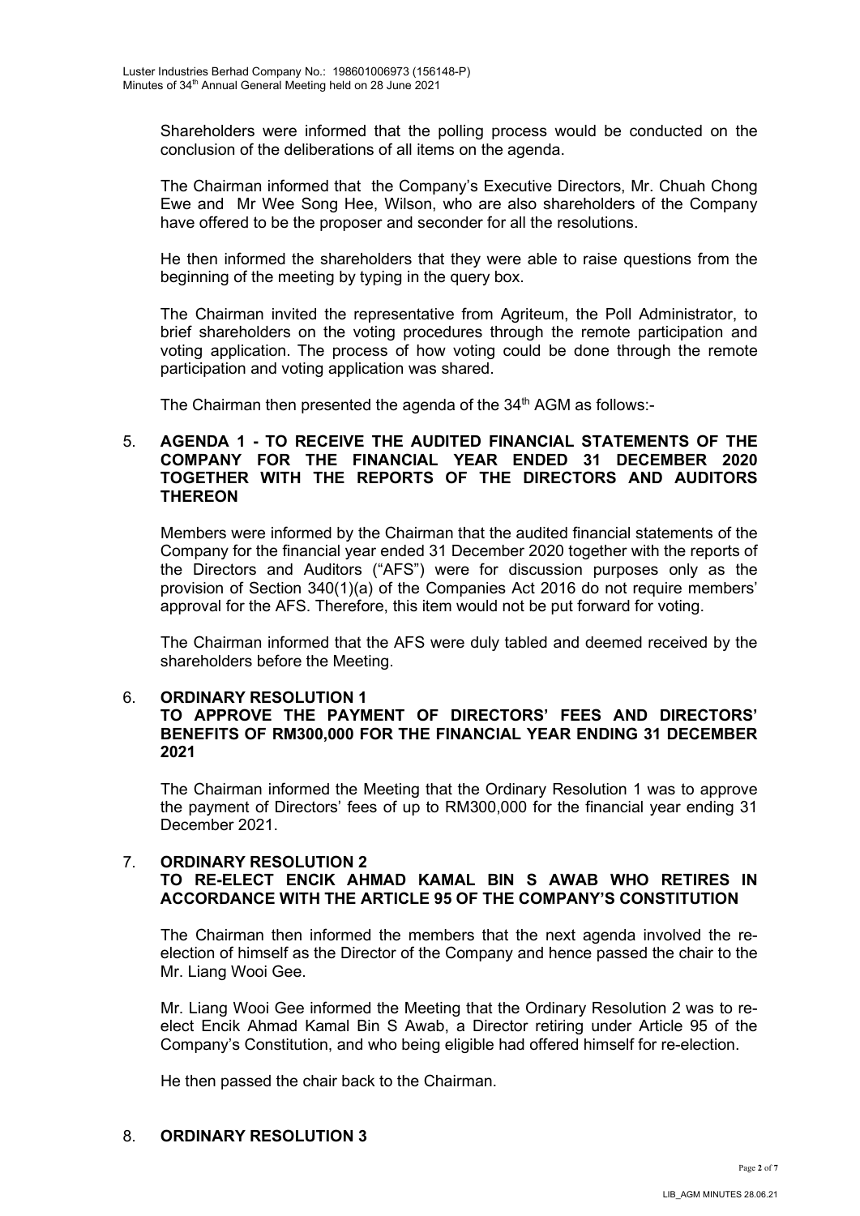Shareholders were informed that the polling process would be conducted on the conclusion of the deliberations of all items on the agenda.

The Chairman informed that the Company's Executive Directors, Mr. Chuah Chong Ewe and Mr Wee Song Hee, Wilson, who are also shareholders of the Company have offered to be the proposer and seconder for all the resolutions.

He then informed the shareholders that they were able to raise questions from the beginning of the meeting by typing in the query box.

The Chairman invited the representative from Agriteum, the Poll Administrator, to brief shareholders on the voting procedures through the remote participation and voting application. The process of how voting could be done through the remote participation and voting application was shared.

The Chairman then presented the agenda of the 34th AGM as follows:-

5. **AGENDA 1 - TO RECEIVE THE AUDITED FINANCIAL STATEMENTS OF THE COMPANY FOR THE FINANCIAL YEAR ENDED 31 DECEMBER 2020 TOGETHER WITH THE REPORTS OF THE DIRECTORS AND AUDITORS THEREON**

   Members were informed by the Chairman that the audited financial statements of the Company for the financial year ended 31 December 2020 together with the reports of the Directors and Auditors ("AFS") were for discussion purposes only as the provision of Section 340(1)(a) of the Companies Act 2016 do not require members' approval for the AFS. Therefore, this item would not be put forward for voting.

   The Chairman informed that the AFS were duly tabled and deemed received by the shareholders before the Meeting.

6. **ORDINARY RESOLUTION 1**
   **TO APPROVE THE PAYMENT OF DIRECTORS' FEES AND DIRECTORS' BENEFITS OF RM300,000 FOR THE FINANCIAL YEAR ENDING 31 DECEMBER 2021**

   The Chairman informed the Meeting that the Ordinary Resolution 1 was to approve the payment of Directors' fees of up to RM300,000 for the financial year ending 31 December 2021.

7. **ORDINARY RESOLUTION 2**
   **TO RE-ELECT ENCIK AHMAD KAMAL BIN S AWAB WHO RETIRES IN ACCORDANCE WITH THE ARTICLE 95 OF THE COMPANY'S CONSTITUTION**

   The Chairman then informed the members that the next agenda involved the re-election of himself as the Director of the Company and hence passed the chair to the Mr. Liang Wooi Gee.

   Mr. Liang Wooi Gee informed the Meeting that the Ordinary Resolution 2 was to re-elect Encik Ahmad Kamal Bin S Awab, a Director retiring under Article 95 of the Company's Constitution, and who being eligible had offered himself for re-election.

   He then passed the chair back to the Chairman.

8. **ORDINARY RESOLUTION 3**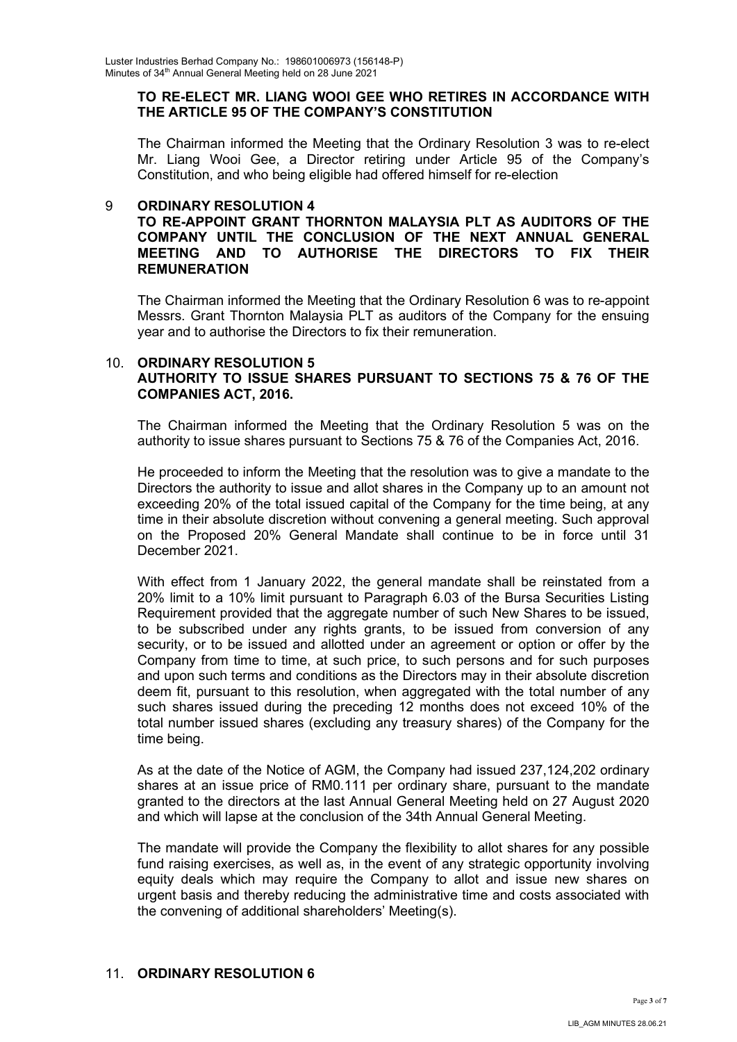**TO RE-ELECT MR. LIANG WOOI GEE WHO RETIRES IN ACCORDANCE WITH THE ARTICLE 95 OF THE COMPANY'S CONSTITUTION**

The Chairman informed the Meeting that the Ordinary Resolution 3 was to re-elect Mr. Liang Wooi Gee, a Director retiring under Article 95 of the Company's Constitution, and who being eligible had offered himself for re-election

9 **ORDINARY RESOLUTION 4**
**TO RE-APPOINT GRANT THORNTON MALAYSIA PLT AS AUDITORS OF THE COMPANY UNTIL THE CONCLUSION OF THE NEXT ANNUAL GENERAL MEETING AND TO AUTHORISE THE DIRECTORS TO FIX THEIR REMUNERATION**

The Chairman informed the Meeting that the Ordinary Resolution 6 was to re-appoint Messrs. Grant Thornton Malaysia PLT as auditors of the Company for the ensuing year and to authorise the Directors to fix their remuneration.

10. **ORDINARY RESOLUTION 5**
**AUTHORITY TO ISSUE SHARES PURSUANT TO SECTIONS 75 & 76 OF THE COMPANIES ACT, 2016.**

The Chairman informed the Meeting that the Ordinary Resolution 5 was on the authority to issue shares pursuant to Sections 75 & 76 of the Companies Act, 2016.

He proceeded to inform the Meeting that the resolution was to give a mandate to the Directors the authority to issue and allot shares in the Company up to an amount not exceeding 20% of the total issued capital of the Company for the time being, at any time in their absolute discretion without convening a general meeting. Such approval on the Proposed 20% General Mandate shall continue to be in force until 31 December 2021.

With effect from 1 January 2022, the general mandate shall be reinstated from a 20% limit to a 10% limit pursuant to Paragraph 6.03 of the Bursa Securities Listing Requirement provided that the aggregate number of such New Shares to be issued, to be subscribed under any rights grants, to be issued from conversion of any security, or to be issued and allotted under an agreement or option or offer by the Company from time to time, at such price, to such persons and for such purposes and upon such terms and conditions as the Directors may in their absolute discretion deem fit, pursuant to this resolution, when aggregated with the total number of any such shares issued during the preceding 12 months does not exceed 10% of the total number issued shares (excluding any treasury shares) of the Company for the time being.

As at the date of the Notice of AGM, the Company had issued 237,124,202 ordinary shares at an issue price of RM0.111 per ordinary share, pursuant to the mandate granted to the directors at the last Annual General Meeting held on 27 August 2020 and which will lapse at the conclusion of the 34th Annual General Meeting.

The mandate will provide the Company the flexibility to allot shares for any possible fund raising exercises, as well as, in the event of any strategic opportunity involving equity deals which may require the Company to allot and issue new shares on urgent basis and thereby reducing the administrative time and costs associated with the convening of additional shareholders' Meeting(s).

11. **ORDINARY RESOLUTION 6**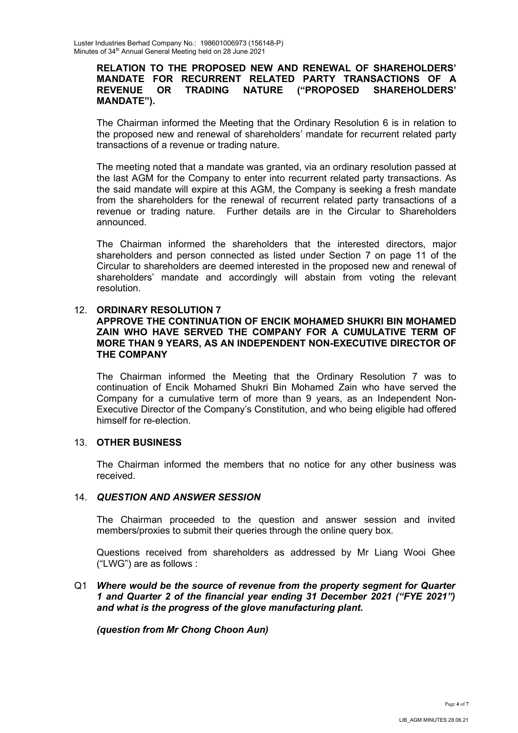**RELATION TO THE PROPOSED NEW AND RENEWAL OF SHAREHOLDERS' MANDATE FOR RECURRENT RELATED PARTY TRANSACTIONS OF A REVENUE OR TRADING NATURE ("PROPOSED SHAREHOLDERS' MANDATE").**

The Chairman informed the Meeting that the Ordinary Resolution 6 is in relation to the proposed new and renewal of shareholders' mandate for recurrent related party transactions of a revenue or trading nature.

The meeting noted that a mandate was granted, via an ordinary resolution passed at the last AGM for the Company to enter into recurrent related party transactions. As the said mandate will expire at this AGM, the Company is seeking a fresh mandate from the shareholders for the renewal of recurrent related party transactions of a revenue or trading nature. Further details are in the Circular to Shareholders announced.

The Chairman informed the shareholders that the interested directors, major shareholders and person connected as listed under Section 7 on page 11 of the Circular to shareholders are deemed interested in the proposed new and renewal of shareholders' mandate and accordingly will abstain from voting the relevant resolution.

## 12. ORDINARY RESOLUTION 7
**APPROVE THE CONTINUATION OF ENCIK MOHAMED SHUKRI BIN MOHAMED ZAIN WHO HAVE SERVED THE COMPANY FOR A CUMULATIVE TERM OF MORE THAN 9 YEARS, AS AN INDEPENDENT NON-EXECUTIVE DIRECTOR OF THE COMPANY**

The Chairman informed the Meeting that the Ordinary Resolution 7 was to continuation of Encik Mohamed Shukri Bin Mohamed Zain who have served the Company for a cumulative term of more than 9 years, as an Independent Non-Executive Director of the Company's Constitution, and who being eligible had offered himself for re-election.

## 13. OTHER BUSINESS

The Chairman informed the members that no notice for any other business was received.

## 14. *QUESTION AND ANSWER SESSION*

The Chairman proceeded to the question and answer session and invited members/proxies to submit their queries through the online query box.

Questions received from shareholders as addressed by Mr Liang Wooi Ghee ("LWG") are as follows :

Q1 ***Where would be the source of revenue from the property segment for Quarter 1 and Quarter 2 of the financial year ending 31 December 2021 ("FYE 2021") and what is the progress of the glove manufacturing plant.***

***(question from Mr Chong Choon Aun)***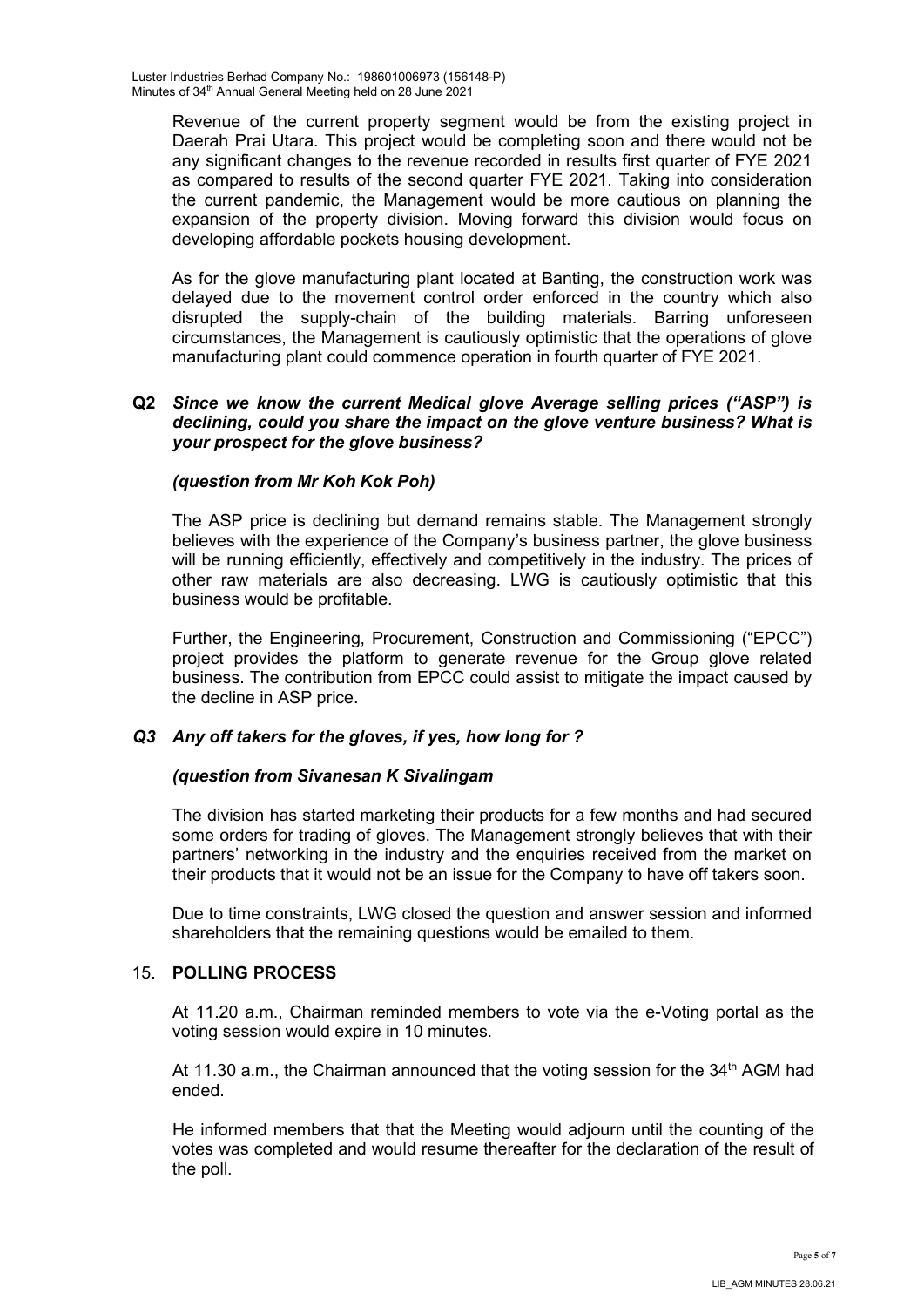Revenue of the current property segment would be from the existing project in Daerah Prai Utara. This project would be completing soon and there would not be any significant changes to the revenue recorded in results first quarter of FYE 2021 as compared to results of the second quarter FYE 2021. Taking into consideration the current pandemic, the Management would be more cautious on planning the expansion of the property division. Moving forward this division would focus on developing affordable pockets housing development.

As for the glove manufacturing plant located at Banting, the construction work was delayed due to the movement control order enforced in the country which also disrupted the supply-chain of the building materials. Barring unforeseen circumstances, the Management is cautiously optimistic that the operations of glove manufacturing plant could commence operation in fourth quarter of FYE 2021.

**Q2** ***Since we know the current Medical glove Average selling prices ("ASP") is declining, could you share the impact on the glove venture business? What is your prospect for the glove business?***

***(question from Mr Koh Kok Poh)***

The ASP price is declining but demand remains stable. The Management strongly believes with the experience of the Company's business partner, the glove business will be running efficiently, effectively and competitively in the industry. The prices of other raw materials are also decreasing. LWG is cautiously optimistic that this business would be profitable.

Further, the Engineering, Procurement, Construction and Commissioning ("EPCC") project provides the platform to generate revenue for the Group glove related business. The contribution from EPCC could assist to mitigate the impact caused by the decline in ASP price.

***Q3 Any off takers for the gloves, if yes, how long for ?***

***(question from Sivanesan K Sivalingam***

The division has started marketing their products for a few months and had secured some orders for trading of gloves. The Management strongly believes that with their partners' networking in the industry and the enquiries received from the market on their products that it would not be an issue for the Company to have off takers soon.

Due to time constraints, LWG closed the question and answer session and informed shareholders that the remaining questions would be emailed to them.

## 15. **POLLING PROCESS**

At 11.20 a.m., Chairman reminded members to vote via the e-Voting portal as the voting session would expire in 10 minutes.

At 11.30 a.m., the Chairman announced that the voting session for the 34th AGM had ended.

He informed members that that the Meeting would adjourn until the counting of the votes was completed and would resume thereafter for the declaration of the result of the poll.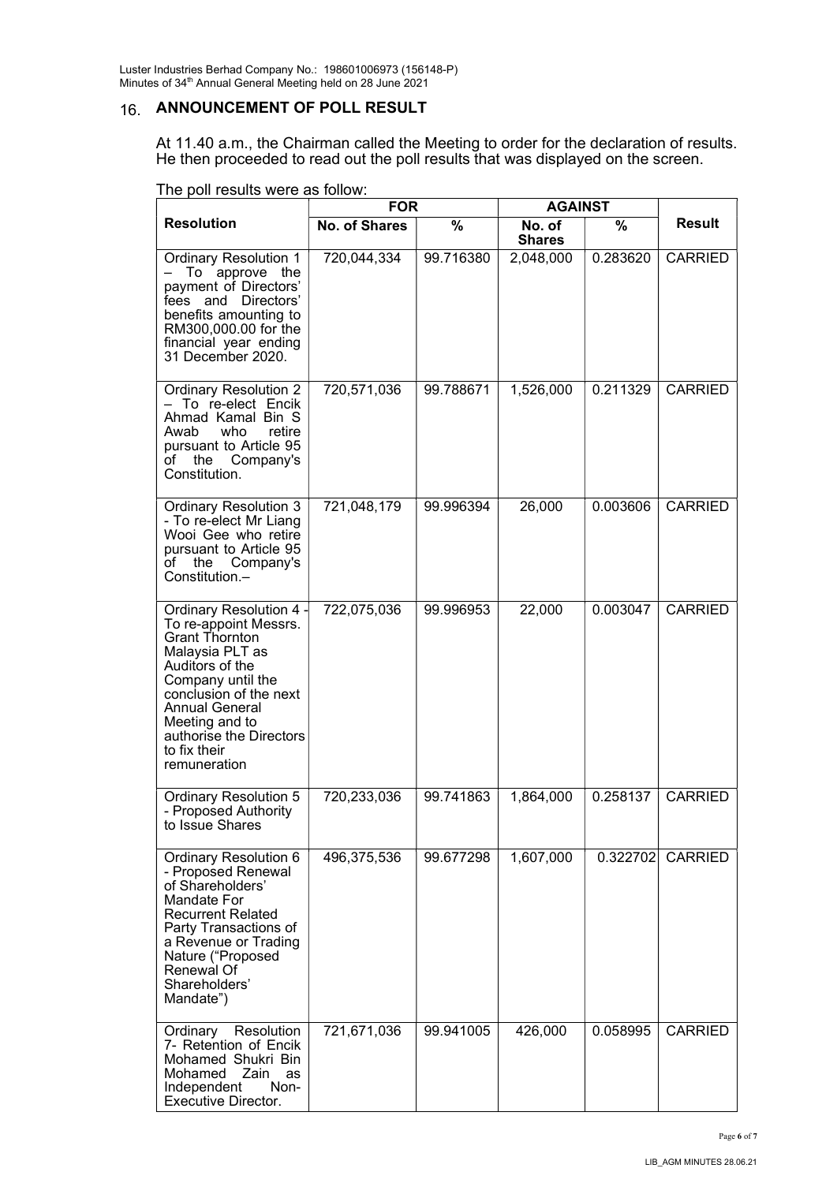## 16. ANNOUNCEMENT OF POLL RESULT

At 11.40 a.m., the Chairman called the Meeting to order for the declaration of results. He then proceeded to read out the poll results that was displayed on the screen.

The poll results were as follow:

| Resolution | FOR | | AGAINST | | Result |
|---|---|---|---|---|---|
| | No. of Shares | % | No. of Shares | % | |
| Ordinary Resolution 1 – To approve the payment of Directors' fees and Directors' benefits amounting to RM300,000.00 for the financial year ending 31 December 2020. | 720,044,334 | 99.716380 | 2,048,000 | 0.283620 | CARRIED |
| Ordinary Resolution 2 – To re-elect Encik Ahmad Kamal Bin S Awab who retire pursuant to Article 95 of the Company's Constitution. | 720,571,036 | 99.788671 | 1,526,000 | 0.211329 | CARRIED |
| Ordinary Resolution 3 - To re-elect Mr Liang Wooi Gee who retire pursuant to Article 95 of the Company's Constitution.– | 721,048,179 | 99.996394 | 26,000 | 0.003606 | CARRIED |
| Ordinary Resolution 4 - To re-appoint Messrs. Grant Thornton Malaysia PLT as Auditors of the Company until the conclusion of the next Annual General Meeting and to authorise the Directors to fix their remuneration | 722,075,036 | 99.996953 | 22,000 | 0.003047 | CARRIED |
| Ordinary Resolution 5 - Proposed Authority to Issue Shares | 720,233,036 | 99.741863 | 1,864,000 | 0.258137 | CARRIED |
| Ordinary Resolution 6 - Proposed Renewal of Shareholders' Mandate For Recurrent Related Party Transactions of a Revenue or Trading Nature ("Proposed Renewal Of Shareholders' Mandate") | 496,375,536 | 99.677298 | 1,607,000 | 0.322702 | CARRIED |
| Ordinary Resolution 7- Retention of Encik Mohamed Shukri Bin Mohamed Zain as Independent Non-Executive Director. | 721,671,036 | 99.941005 | 426,000 | 0.058995 | CARRIED |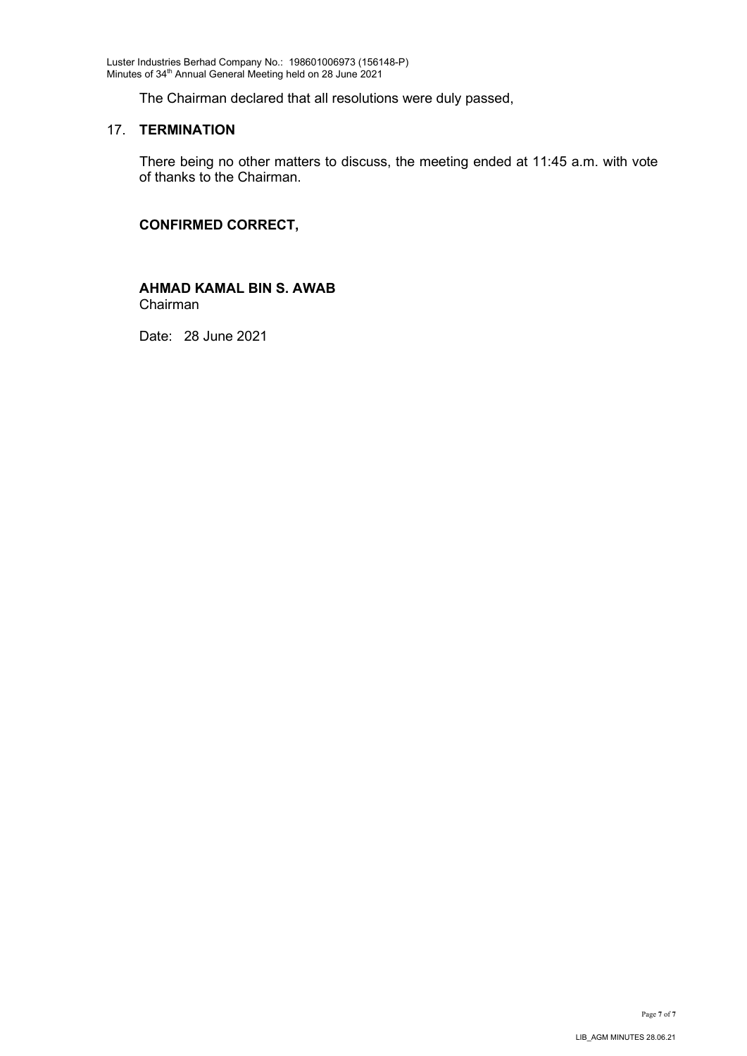The Chairman declared that all resolutions were duly passed,

## 17. TERMINATION

There being no other matters to discuss, the meeting ended at 11:45 a.m. with vote of thanks to the Chairman.

**CONFIRMED CORRECT,**

**AHMAD KAMAL BIN S. AWAB**
Chairman

Date: 28 June 2021